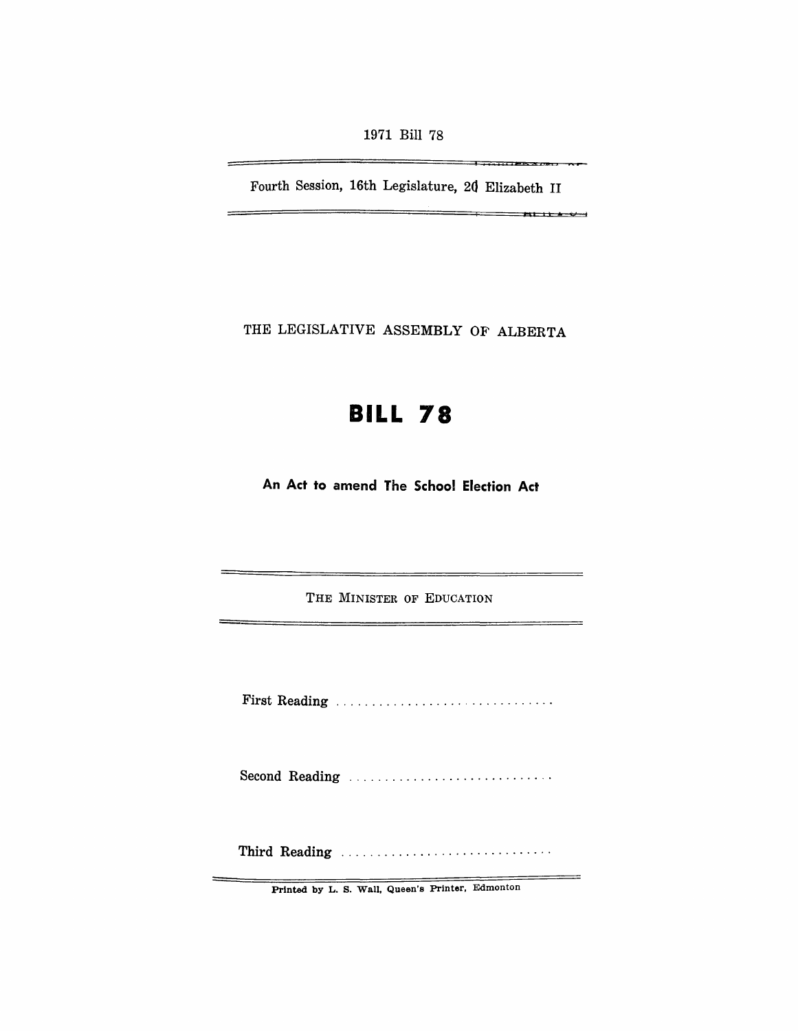1971 Bill 78

Fourth Session, 16th Legislature, 20 Elizabeth II

THE LEGISLATIVE ASSEMBLY OF ALBERTA

# BILL 78

## An Act to amend The School Election Act

THE MINISTER OF EDUCATION

First Reading ..............................

Second Reading ............................

Third Reading .............................

Printed by L. S. Wall, Queen's Printer, Edmonton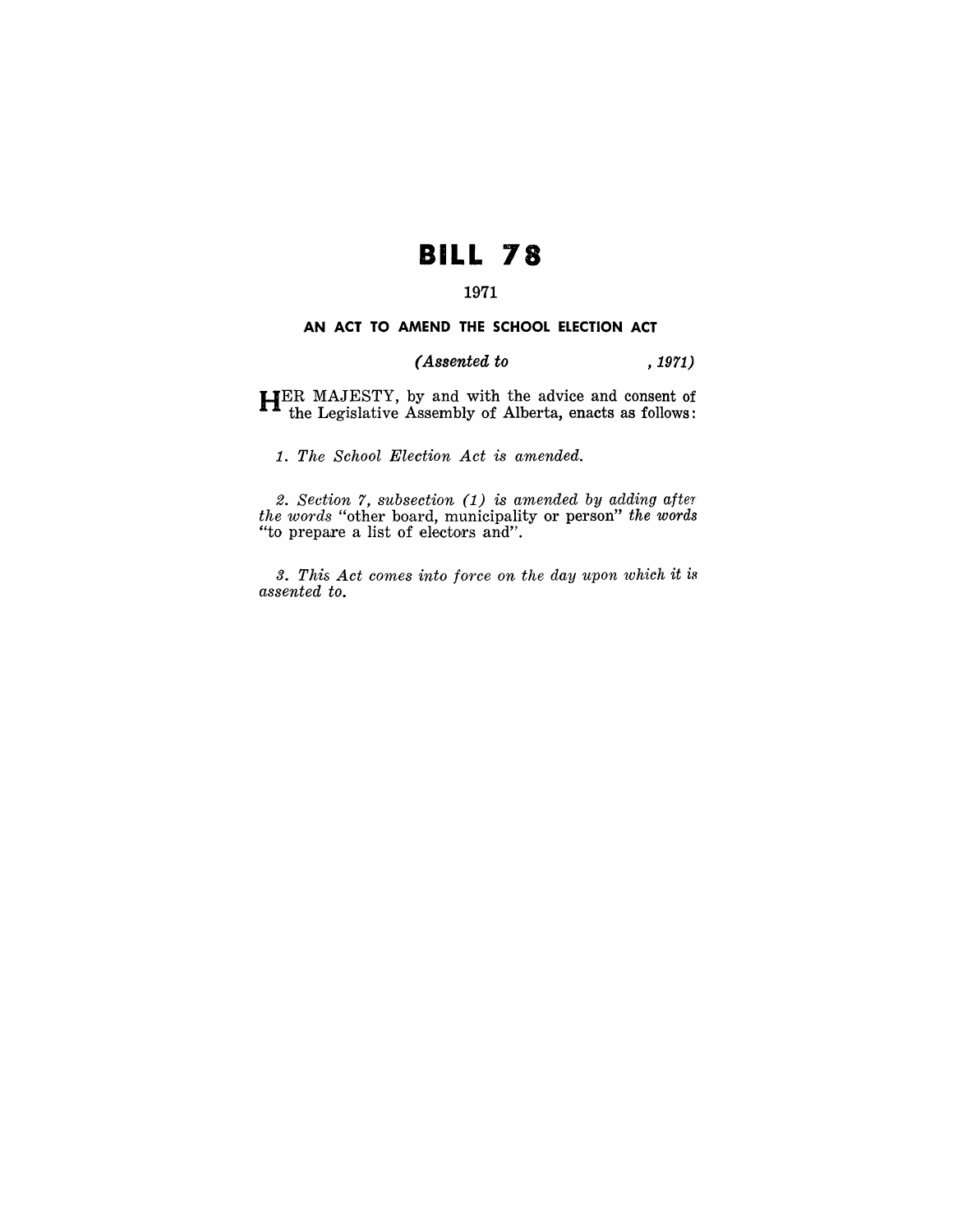# BILL 78

1971

### AN ACT TO AMEND THE SCHOOL ELECTION ACT

*(Assented to , 1971)*

HER MAJESTY, by and with the advice and consent of the Legislative Assembly of Alberta, enacts as follows:

*1. The School Election Act is amended.*

*2. Section 7, subsection (1) is amended by adding after the words* "other board, municipality or person" *the words* "to prepare a list of electors and".

*3. This Act comes into force on the day upon which it is assented to.*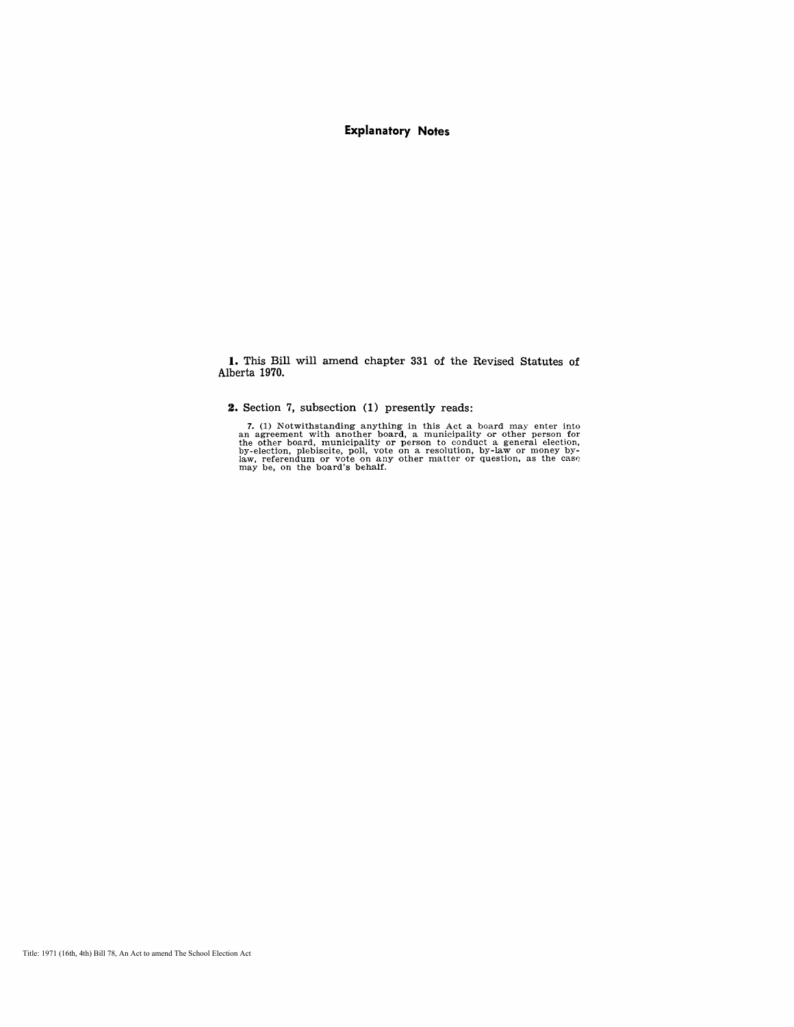# Explanatory Notes

**1.** This Bill will amend chapter 331 of the Revised Statutes of Alberta 1970.

**2.** Section 7, subsection (1) presently reads:

> 7. (1) Notwithstanding anything in this Act a board may enter into an agreement with another board, a municipality or other person for the other board, municipality or person to conduct a general election, by-election, plebiscite, poll, vote on a resolution, by-law or money by-law, referendum or vote on any other matter or question, as the case may be, on the board's behalf.

Title: 1971 (16th, 4th) Bill 78, An Act to amend The School Election Act